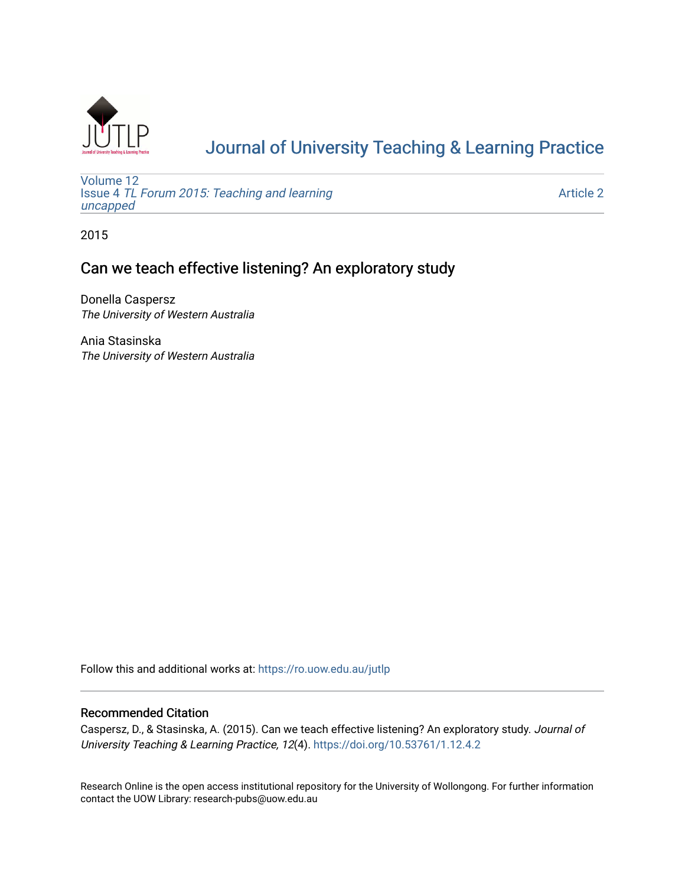# Journal of University Teaching & Learning Practice

Volume 12
Issue 4 *TL Forum 2015: Teaching and learning uncapped*

Article 2

2015

## Can we teach effective listening? An exploratory study

Donella Caspersz
*The University of Western Australia*

Ania Stasinska
*The University of Western Australia*

Follow this and additional works at: https://ro.uow.edu.au/jutlp

### Recommended Citation

Caspersz, D., & Stasinska, A. (2015). Can we teach effective listening? An exploratory study. *Journal of University Teaching & Learning Practice, 12*(4). https://doi.org/10.53761/1.12.4.2

Research Online is the open access institutional repository for the University of Wollongong. For further information contact the UOW Library: research-pubs@uow.edu.au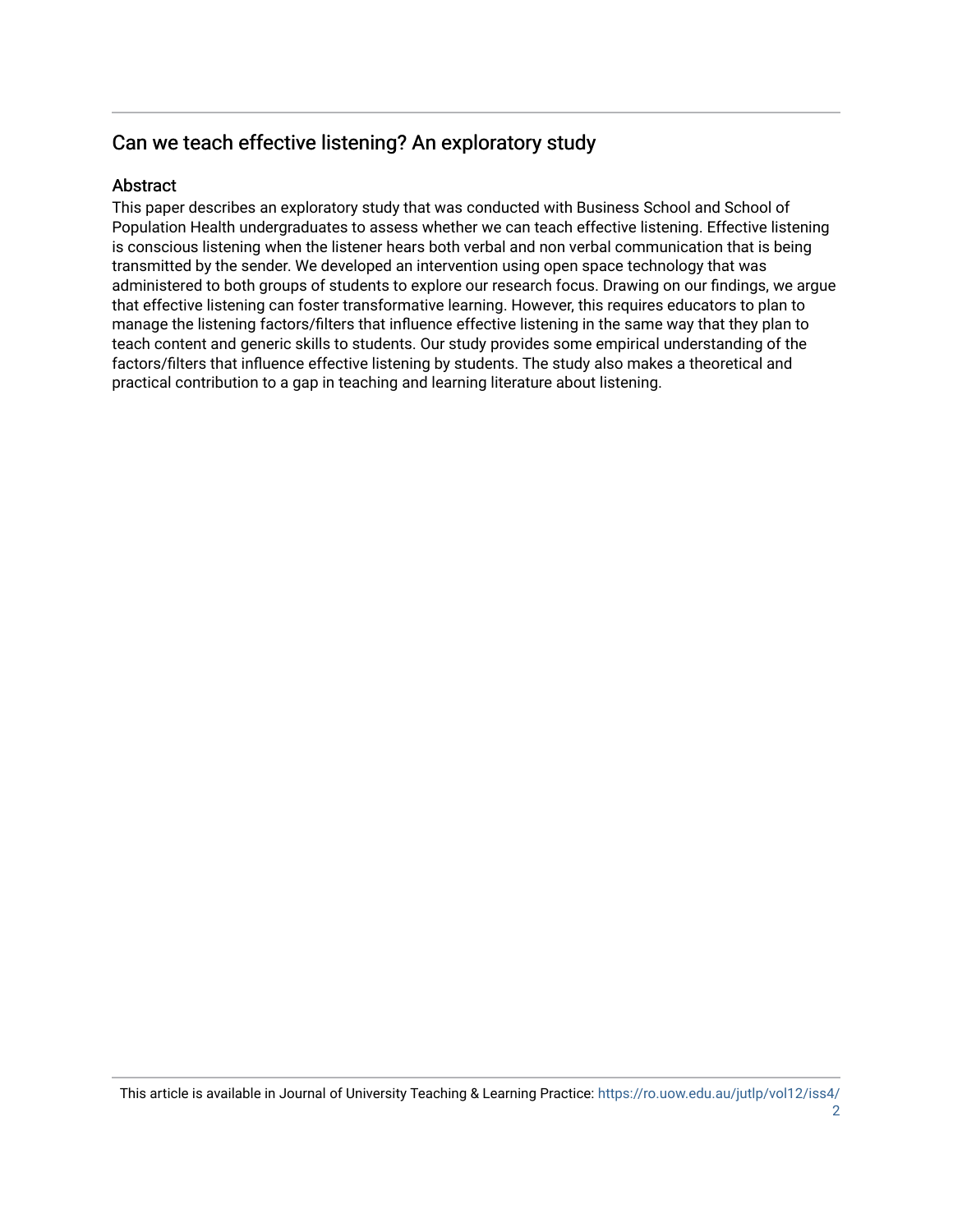## Can we teach effective listening? An exploratory study

### Abstract

This paper describes an exploratory study that was conducted with Business School and School of Population Health undergraduates to assess whether we can teach effective listening. Effective listening is conscious listening when the listener hears both verbal and non verbal communication that is being transmitted by the sender. We developed an intervention using open space technology that was administered to both groups of students to explore our research focus. Drawing on our findings, we argue that effective listening can foster transformative learning. However, this requires educators to plan to manage the listening factors/filters that influence effective listening in the same way that they plan to teach content and generic skills to students. Our study provides some empirical understanding of the factors/filters that influence effective listening by students. The study also makes a theoretical and practical contribution to a gap in teaching and learning literature about listening.

This article is available in Journal of University Teaching & Learning Practice: https://ro.uow.edu.au/jutlp/vol12/iss4/2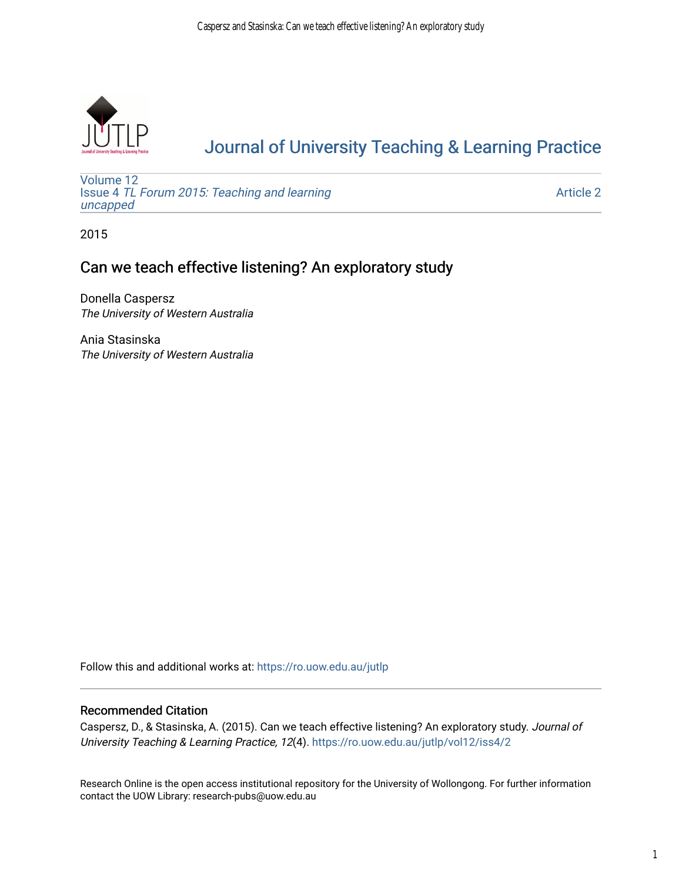Volume 12
Issue 4 *TL Forum 2015: Teaching and learning uncapped*

Article 2

2015

# Can we teach effective listening? An exploratory study

Donella Caspersz
*The University of Western Australia*

Ania Stasinska
*The University of Western Australia*

Follow this and additional works at: https://ro.uow.edu.au/jutlp

## Recommended Citation

Caspersz, D., & Stasinska, A. (2015). Can we teach effective listening? An exploratory study. *Journal of University Teaching & Learning Practice, 12*(4). https://ro.uow.edu.au/jutlp/vol12/iss4/2

Research Online is the open access institutional repository for the University of Wollongong. For further information contact the UOW Library: research-pubs@uow.edu.au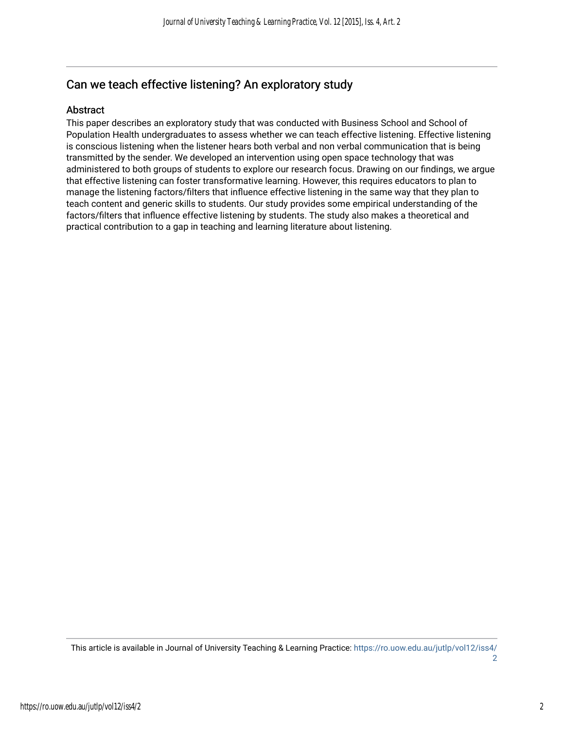## Can we teach effective listening? An exploratory study

### Abstract

This paper describes an exploratory study that was conducted with Business School and School of Population Health undergraduates to assess whether we can teach effective listening. Effective listening is conscious listening when the listener hears both verbal and non verbal communication that is being transmitted by the sender. We developed an intervention using open space technology that was administered to both groups of students to explore our research focus. Drawing on our findings, we argue that effective listening can foster transformative learning. However, this requires educators to plan to manage the listening factors/filters that influence effective listening in the same way that they plan to teach content and generic skills to students. Our study provides some empirical understanding of the factors/filters that influence effective listening by students. The study also makes a theoretical and practical contribution to a gap in teaching and learning literature about listening.

This article is available in Journal of University Teaching & Learning Practice: https://ro.uow.edu.au/jutlp/vol12/iss4/2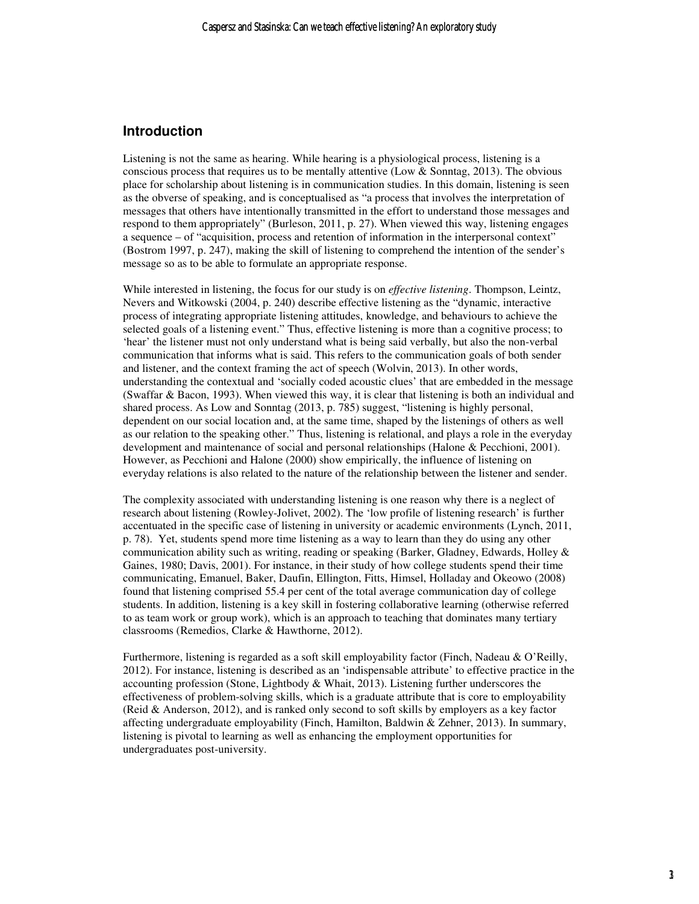## Introduction

Listening is not the same as hearing. While hearing is a physiological process, listening is a conscious process that requires us to be mentally attentive (Low & Sonntag, 2013). The obvious place for scholarship about listening is in communication studies. In this domain, listening is seen as the obverse of speaking, and is conceptualised as "a process that involves the interpretation of messages that others have intentionally transmitted in the effort to understand those messages and respond to them appropriately" (Burleson, 2011, p. 27). When viewed this way, listening engages a sequence – of "acquisition, process and retention of information in the interpersonal context" (Bostrom 1997, p. 247), making the skill of listening to comprehend the intention of the sender's message so as to be able to formulate an appropriate response.

While interested in listening, the focus for our study is on *effective listening*. Thompson, Leintz, Nevers and Witkowski (2004, p. 240) describe effective listening as the "dynamic, interactive process of integrating appropriate listening attitudes, knowledge, and behaviours to achieve the selected goals of a listening event." Thus, effective listening is more than a cognitive process; to 'hear' the listener must not only understand what is being said verbally, but also the non-verbal communication that informs what is said. This refers to the communication goals of both sender and listener, and the context framing the act of speech (Wolvin, 2013). In other words, understanding the contextual and 'socially coded acoustic clues' that are embedded in the message (Swaffar & Bacon, 1993). When viewed this way, it is clear that listening is both an individual and shared process. As Low and Sonntag (2013, p. 785) suggest, "listening is highly personal, dependent on our social location and, at the same time, shaped by the listenings of others as well as our relation to the speaking other." Thus, listening is relational, and plays a role in the everyday development and maintenance of social and personal relationships (Halone & Pecchioni, 2001). However, as Pecchioni and Halone (2000) show empirically, the influence of listening on everyday relations is also related to the nature of the relationship between the listener and sender.

The complexity associated with understanding listening is one reason why there is a neglect of research about listening (Rowley-Jolivet, 2002). The 'low profile of listening research' is further accentuated in the specific case of listening in university or academic environments (Lynch, 2011, p. 78). Yet, students spend more time listening as a way to learn than they do using any other communication ability such as writing, reading or speaking (Barker, Gladney, Edwards, Holley & Gaines, 1980; Davis, 2001). For instance, in their study of how college students spend their time communicating, Emanuel, Baker, Daufin, Ellington, Fitts, Himsel, Holladay and Okeowo (2008) found that listening comprised 55.4 per cent of the total average communication day of college students. In addition, listening is a key skill in fostering collaborative learning (otherwise referred to as team work or group work), which is an approach to teaching that dominates many tertiary classrooms (Remedios, Clarke & Hawthorne, 2012).

Furthermore, listening is regarded as a soft skill employability factor (Finch, Nadeau & O'Reilly, 2012). For instance, listening is described as an 'indispensable attribute' to effective practice in the accounting profession (Stone, Lightbody & Whait, 2013). Listening further underscores the effectiveness of problem-solving skills, which is a graduate attribute that is core to employability (Reid & Anderson, 2012), and is ranked only second to soft skills by employers as a key factor affecting undergraduate employability (Finch, Hamilton, Baldwin & Zehner, 2013). In summary, listening is pivotal to learning as well as enhancing the employment opportunities for undergraduates post-university.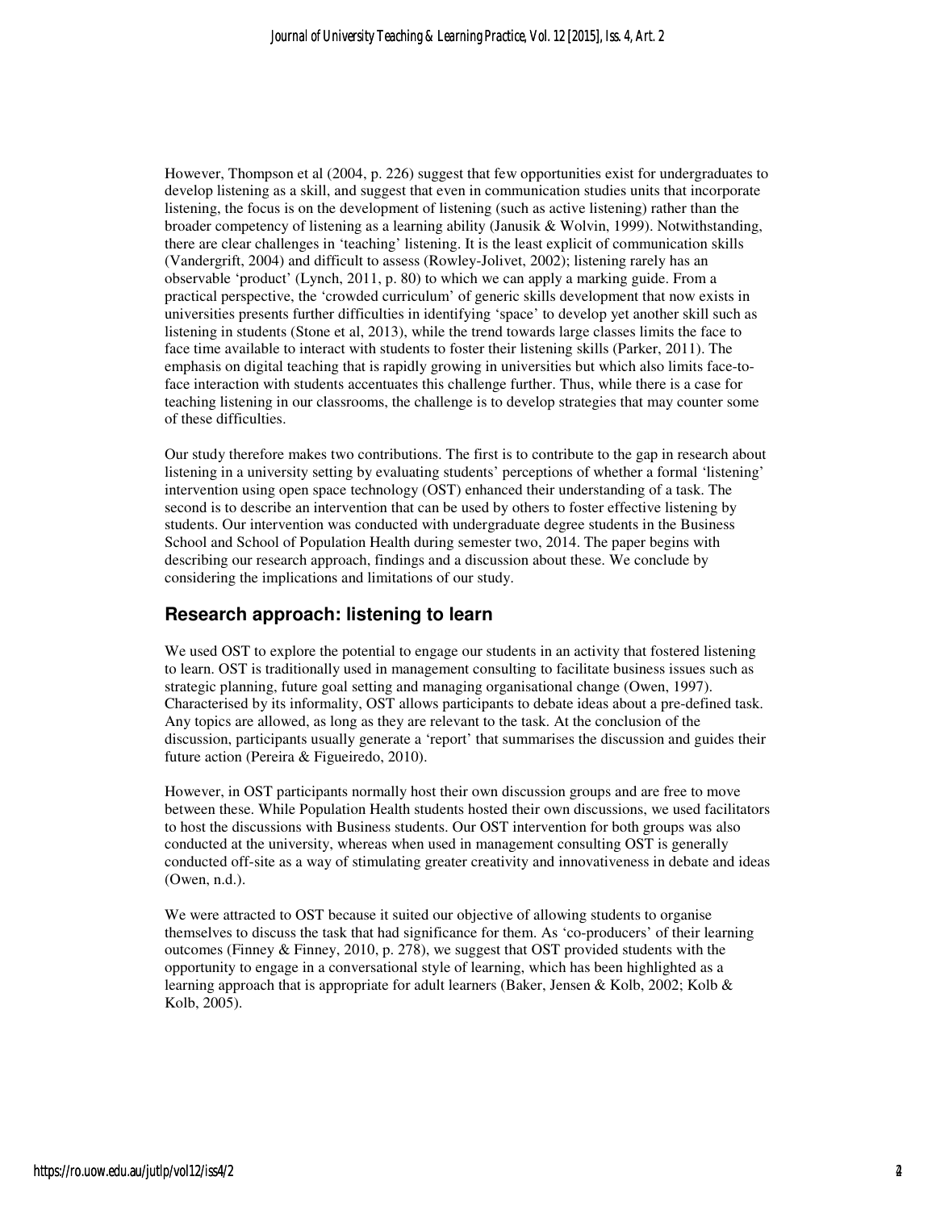However, Thompson et al (2004, p. 226) suggest that few opportunities exist for undergraduates to develop listening as a skill, and suggest that even in communication studies units that incorporate listening, the focus is on the development of listening (such as active listening) rather than the broader competency of listening as a learning ability (Janusik & Wolvin, 1999). Notwithstanding, there are clear challenges in 'teaching' listening. It is the least explicit of communication skills (Vandergrift, 2004) and difficult to assess (Rowley-Jolivet, 2002); listening rarely has an observable 'product' (Lynch, 2011, p. 80) to which we can apply a marking guide. From a practical perspective, the 'crowded curriculum' of generic skills development that now exists in universities presents further difficulties in identifying 'space' to develop yet another skill such as listening in students (Stone et al, 2013), while the trend towards large classes limits the face to face time available to interact with students to foster their listening skills (Parker, 2011). The emphasis on digital teaching that is rapidly growing in universities but which also limits face-to-face interaction with students accentuates this challenge further. Thus, while there is a case for teaching listening in our classrooms, the challenge is to develop strategies that may counter some of these difficulties.

Our study therefore makes two contributions. The first is to contribute to the gap in research about listening in a university setting by evaluating students' perceptions of whether a formal 'listening' intervention using open space technology (OST) enhanced their understanding of a task. The second is to describe an intervention that can be used by others to foster effective listening by students. Our intervention was conducted with undergraduate degree students in the Business School and School of Population Health during semester two, 2014. The paper begins with describing our research approach, findings and a discussion about these. We conclude by considering the implications and limitations of our study.

## Research approach: listening to learn

We used OST to explore the potential to engage our students in an activity that fostered listening to learn. OST is traditionally used in management consulting to facilitate business issues such as strategic planning, future goal setting and managing organisational change (Owen, 1997). Characterised by its informality, OST allows participants to debate ideas about a pre-defined task. Any topics are allowed, as long as they are relevant to the task. At the conclusion of the discussion, participants usually generate a 'report' that summarises the discussion and guides their future action (Pereira & Figueiredo, 2010).

However, in OST participants normally host their own discussion groups and are free to move between these. While Population Health students hosted their own discussions, we used facilitators to host the discussions with Business students. Our OST intervention for both groups was also conducted at the university, whereas when used in management consulting OST is generally conducted off-site as a way of stimulating greater creativity and innovativeness in debate and ideas (Owen, n.d.).

We were attracted to OST because it suited our objective of allowing students to organise themselves to discuss the task that had significance for them. As 'co-producers' of their learning outcomes (Finney & Finney, 2010, p. 278), we suggest that OST provided students with the opportunity to engage in a conversational style of learning, which has been highlighted as a learning approach that is appropriate for adult learners (Baker, Jensen & Kolb, 2002; Kolb & Kolb, 2005).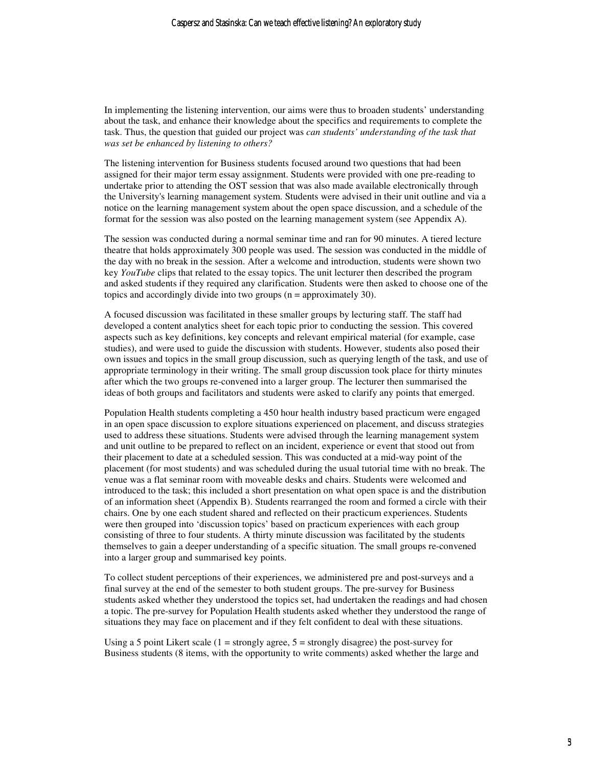In implementing the listening intervention, our aims were thus to broaden students' understanding about the task, and enhance their knowledge about the specifics and requirements to complete the task. Thus, the question that guided our project was *can students' understanding of the task that was set be enhanced by listening to others?*

The listening intervention for Business students focused around two questions that had been assigned for their major term essay assignment. Students were provided with one pre-reading to undertake prior to attending the OST session that was also made available electronically through the University's learning management system. Students were advised in their unit outline and via a notice on the learning management system about the open space discussion, and a schedule of the format for the session was also posted on the learning management system (see Appendix A).

The session was conducted during a normal seminar time and ran for 90 minutes. A tiered lecture theatre that holds approximately 300 people was used. The session was conducted in the middle of the day with no break in the session. After a welcome and introduction, students were shown two key *YouTube* clips that related to the essay topics. The unit lecturer then described the program and asked students if they required any clarification. Students were then asked to choose one of the topics and accordingly divide into two groups (n = approximately 30).

A focused discussion was facilitated in these smaller groups by lecturing staff. The staff had developed a content analytics sheet for each topic prior to conducting the session. This covered aspects such as key definitions, key concepts and relevant empirical material (for example, case studies), and were used to guide the discussion with students. However, students also posed their own issues and topics in the small group discussion, such as querying length of the task, and use of appropriate terminology in their writing. The small group discussion took place for thirty minutes after which the two groups re-convened into a larger group. The lecturer then summarised the ideas of both groups and facilitators and students were asked to clarify any points that emerged.

Population Health students completing a 450 hour health industry based practicum were engaged in an open space discussion to explore situations experienced on placement, and discuss strategies used to address these situations. Students were advised through the learning management system and unit outline to be prepared to reflect on an incident, experience or event that stood out from their placement to date at a scheduled session. This was conducted at a mid-way point of the placement (for most students) and was scheduled during the usual tutorial time with no break. The venue was a flat seminar room with moveable desks and chairs. Students were welcomed and introduced to the task; this included a short presentation on what open space is and the distribution of an information sheet (Appendix B). Students rearranged the room and formed a circle with their chairs. One by one each student shared and reflected on their practicum experiences. Students were then grouped into 'discussion topics' based on practicum experiences with each group consisting of three to four students. A thirty minute discussion was facilitated by the students themselves to gain a deeper understanding of a specific situation. The small groups re-convened into a larger group and summarised key points.

To collect student perceptions of their experiences, we administered pre and post-surveys and a final survey at the end of the semester to both student groups. The pre-survey for Business students asked whether they understood the topics set, had undertaken the readings and had chosen a topic. The pre-survey for Population Health students asked whether they understood the range of situations they may face on placement and if they felt confident to deal with these situations.

Using a 5 point Likert scale (1 = strongly agree, 5 = strongly disagree) the post-survey for Business students (8 items, with the opportunity to write comments) asked whether the large and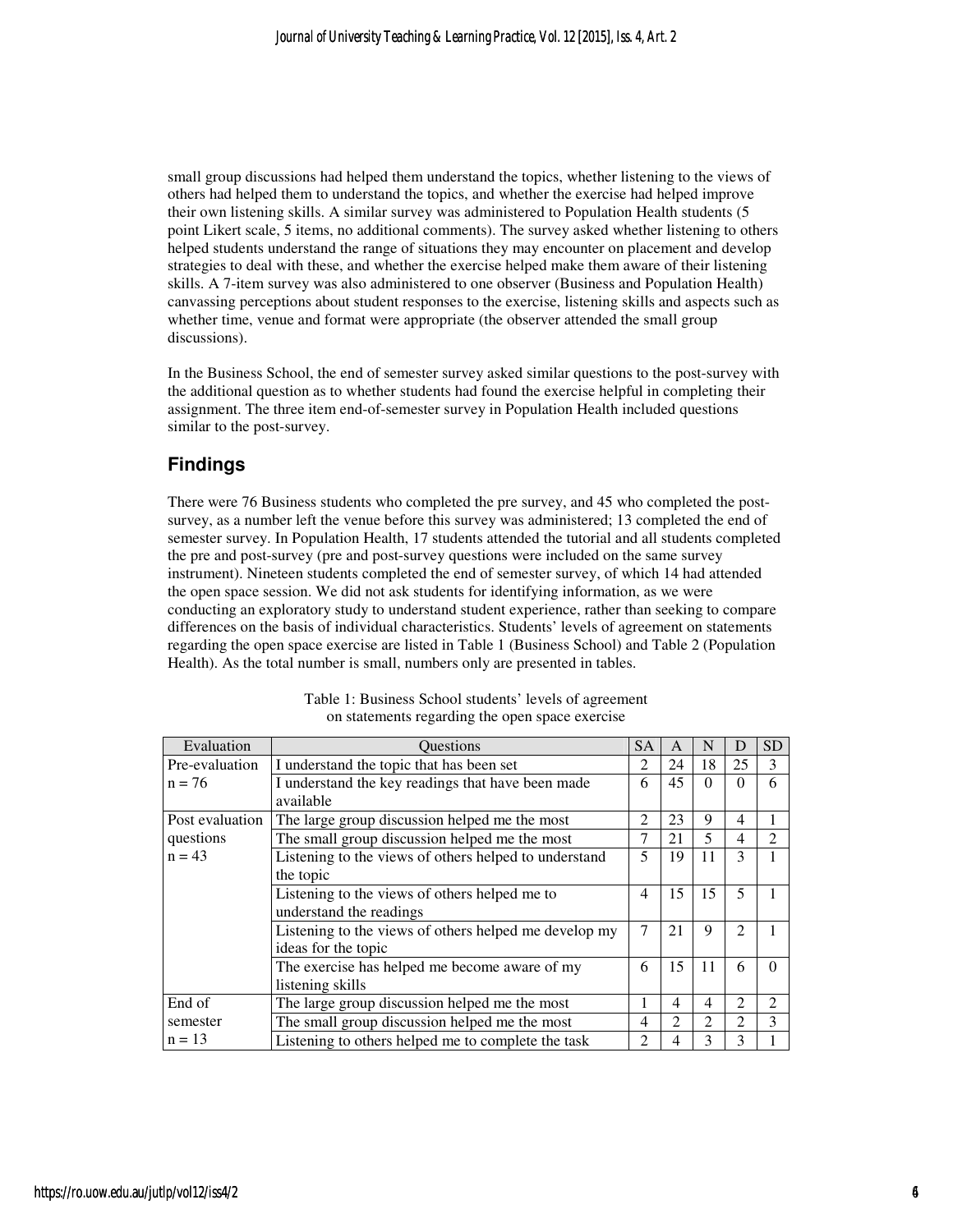small group discussions had helped them understand the topics, whether listening to the views of others had helped them to understand the topics, and whether the exercise had helped improve their own listening skills. A similar survey was administered to Population Health students (5 point Likert scale, 5 items, no additional comments). The survey asked whether listening to others helped students understand the range of situations they may encounter on placement and develop strategies to deal with these, and whether the exercise helped make them aware of their listening skills. A 7-item survey was also administered to one observer (Business and Population Health) canvassing perceptions about student responses to the exercise, listening skills and aspects such as whether time, venue and format were appropriate (the observer attended the small group discussions).

In the Business School, the end of semester survey asked similar questions to the post-survey with the additional question as to whether students had found the exercise helpful in completing their assignment. The three item end-of-semester survey in Population Health included questions similar to the post-survey.

## Findings

There were 76 Business students who completed the pre survey, and 45 who completed the post-survey, as a number left the venue before this survey was administered; 13 completed the end of semester survey. In Population Health, 17 students attended the tutorial and all students completed the pre and post-survey (pre and post-survey questions were included on the same survey instrument). Nineteen students completed the end of semester survey, of which 14 had attended the open space session. We did not ask students for identifying information, as we were conducting an exploratory study to understand student experience, rather than seeking to compare differences on the basis of individual characteristics. Students' levels of agreement on statements regarding the open space exercise are listed in Table 1 (Business School) and Table 2 (Population Health). As the total number is small, numbers only are presented in tables.

Table 1: Business School students' levels of agreement on statements regarding the open space exercise

| Evaluation | Questions | SA | A | N | D | SD |
|---|---|---|---|---|---|---|
| Pre-evaluation n = 76 | I understand the topic that has been set | 2 | 24 | 18 | 25 | 3 |
| | I understand the key readings that have been made available | 6 | 45 | 0 | 0 | 6 |
| Post evaluation questions n = 43 | The large group discussion helped me the most | 2 | 23 | 9 | 4 | 1 |
| | The small group discussion helped me the most | 7 | 21 | 5 | 4 | 2 |
| | Listening to the views of others helped to understand the topic | 5 | 19 | 11 | 3 | 1 |
| | Listening to the views of others helped me to understand the readings | 4 | 15 | 15 | 5 | 1 |
| | Listening to the views of others helped me develop my ideas for the topic | 7 | 21 | 9 | 2 | 1 |
| | The exercise has helped me become aware of my listening skills | 6 | 15 | 11 | 6 | 0 |
| End of semester n = 13 | The large group discussion helped me the most | 1 | 4 | 4 | 2 | 2 |
| | The small group discussion helped me the most | 4 | 2 | 2 | 2 | 3 |
| | Listening to others helped me to complete the task | 2 | 4 | 3 | 3 | 1 |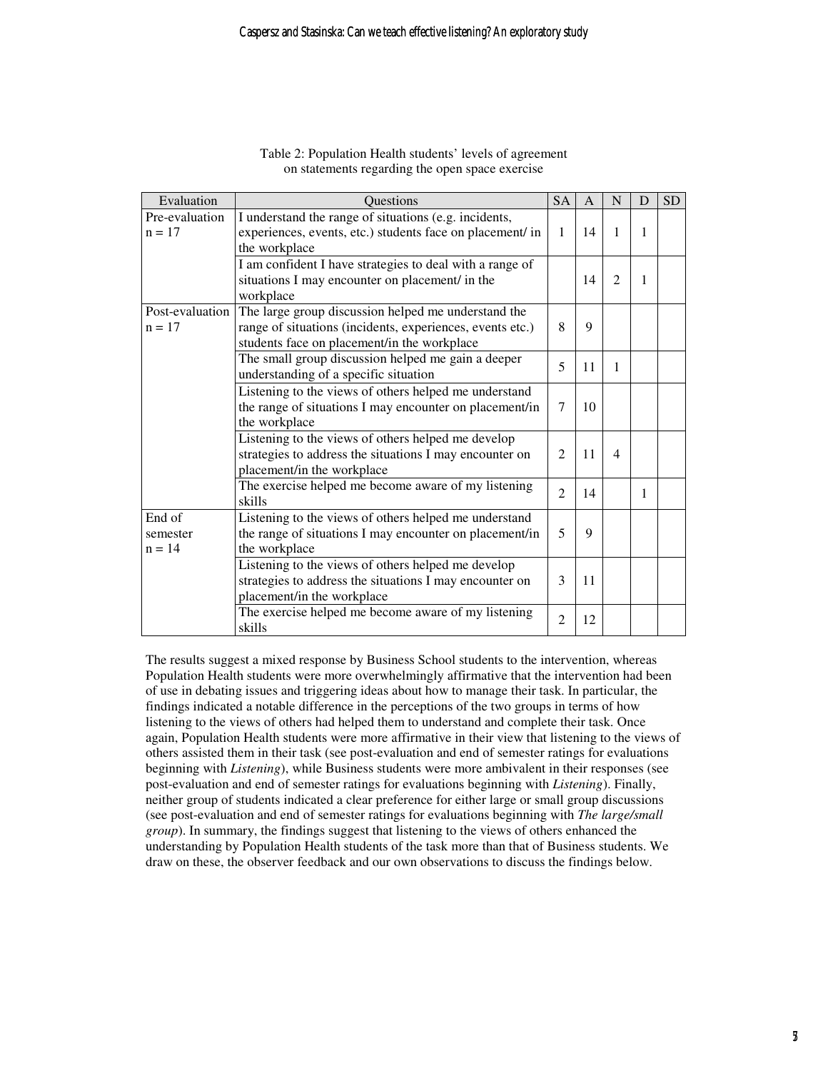Table 2: Population Health students' levels of agreement on statements regarding the open space exercise

| Evaluation | Questions | SA | A | N | D | SD |
|---|---|---|---|---|---|---|
| Pre-evaluation n = 17 | I understand the range of situations (e.g. incidents, experiences, events, etc.) students face on placement/ in the workplace | 1 | 14 | 1 | 1 | |
| | I am confident I have strategies to deal with a range of situations I may encounter on placement/ in the workplace | | 14 | 2 | 1 | |
| Post-evaluation n = 17 | The large group discussion helped me understand the range of situations (incidents, experiences, events etc.) students face on placement/in the workplace | 8 | 9 | | | |
| | The small group discussion helped me gain a deeper understanding of a specific situation | 5 | 11 | 1 | | |
| | Listening to the views of others helped me understand the range of situations I may encounter on placement/in the workplace | 7 | 10 | | | |
| | Listening to the views of others helped me develop strategies to address the situations I may encounter on placement/in the workplace | 2 | 11 | 4 | | |
| | The exercise helped me become aware of my listening skills | 2 | 14 | | 1 | |
| End of semester n = 14 | Listening to the views of others helped me understand the range of situations I may encounter on placement/in the workplace | 5 | 9 | | | |
| | Listening to the views of others helped me develop strategies to address the situations I may encounter on placement/in the workplace | 3 | 11 | | | |
| | The exercise helped me become aware of my listening skills | 2 | 12 | | | |

The results suggest a mixed response by Business School students to the intervention, whereas Population Health students were more overwhelmingly affirmative that the intervention had been of use in debating issues and triggering ideas about how to manage their task. In particular, the findings indicated a notable difference in the perceptions of the two groups in terms of how listening to the views of others had helped them to understand and complete their task. Once again, Population Health students were more affirmative in their view that listening to the views of others assisted them in their task (see post-evaluation and end of semester ratings for evaluations beginning with *Listening*), while Business students were more ambivalent in their responses (see post-evaluation and end of semester ratings for evaluations beginning with *Listening*). Finally, neither group of students indicated a clear preference for either large or small group discussions (see post-evaluation and end of semester ratings for evaluations beginning with *The large/small group*). In summary, the findings suggest that listening to the views of others enhanced the understanding by Population Health students of the task more than that of Business students. We draw on these, the observer feedback and our own observations to discuss the findings below.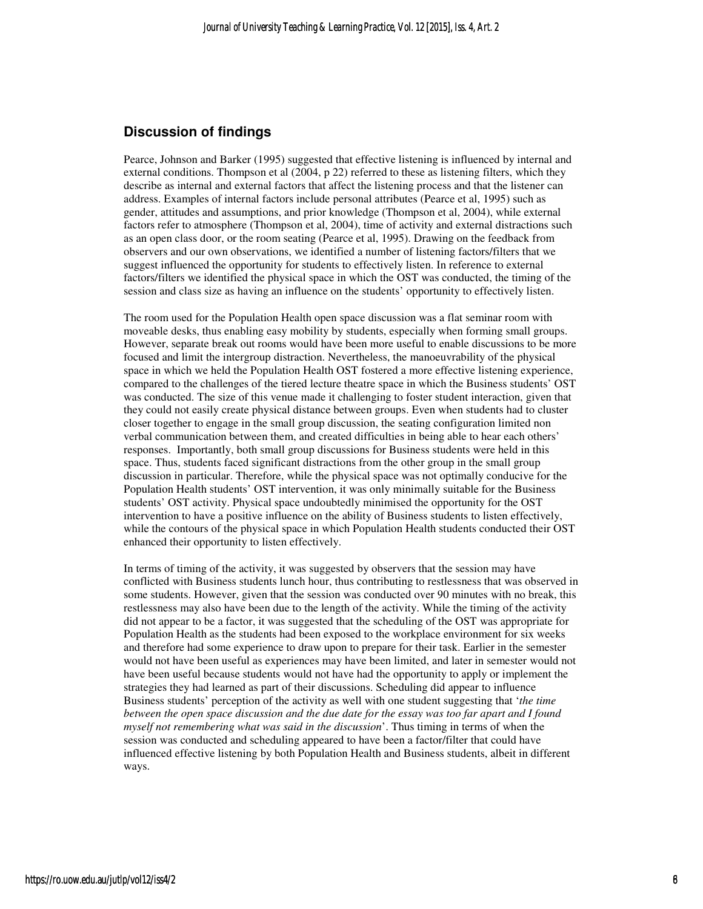## Discussion of findings

Pearce, Johnson and Barker (1995) suggested that effective listening is influenced by internal and external conditions. Thompson et al (2004, p 22) referred to these as listening filters, which they describe as internal and external factors that affect the listening process and that the listener can address. Examples of internal factors include personal attributes (Pearce et al, 1995) such as gender, attitudes and assumptions, and prior knowledge (Thompson et al, 2004), while external factors refer to atmosphere (Thompson et al, 2004), time of activity and external distractions such as an open class door, or the room seating (Pearce et al, 1995). Drawing on the feedback from observers and our own observations, we identified a number of listening factors/filters that we suggest influenced the opportunity for students to effectively listen. In reference to external factors/filters we identified the physical space in which the OST was conducted, the timing of the session and class size as having an influence on the students' opportunity to effectively listen.

The room used for the Population Health open space discussion was a flat seminar room with moveable desks, thus enabling easy mobility by students, especially when forming small groups. However, separate break out rooms would have been more useful to enable discussions to be more focused and limit the intergroup distraction. Nevertheless, the manoeuvrability of the physical space in which we held the Population Health OST fostered a more effective listening experience, compared to the challenges of the tiered lecture theatre space in which the Business students' OST was conducted. The size of this venue made it challenging to foster student interaction, given that they could not easily create physical distance between groups. Even when students had to cluster closer together to engage in the small group discussion, the seating configuration limited non verbal communication between them, and created difficulties in being able to hear each others' responses. Importantly, both small group discussions for Business students were held in this space. Thus, students faced significant distractions from the other group in the small group discussion in particular. Therefore, while the physical space was not optimally conducive for the Population Health students' OST intervention, it was only minimally suitable for the Business students' OST activity. Physical space undoubtedly minimised the opportunity for the OST intervention to have a positive influence on the ability of Business students to listen effectively, while the contours of the physical space in which Population Health students conducted their OST enhanced their opportunity to listen effectively.

In terms of timing of the activity, it was suggested by observers that the session may have conflicted with Business students lunch hour, thus contributing to restlessness that was observed in some students. However, given that the session was conducted over 90 minutes with no break, this restlessness may also have been due to the length of the activity. While the timing of the activity did not appear to be a factor, it was suggested that the scheduling of the OST was appropriate for Population Health as the students had been exposed to the workplace environment for six weeks and therefore had some experience to draw upon to prepare for their task. Earlier in the semester would not have been useful as experiences may have been limited, and later in semester would not have been useful because students would not have had the opportunity to apply or implement the strategies they had learned as part of their discussions. Scheduling did appear to influence Business students' perception of the activity as well with one student suggesting that '*the time between the open space discussion and the due date for the essay was too far apart and I found myself not remembering what was said in the discussion*'. Thus timing in terms of when the session was conducted and scheduling appeared to have been a factor/filter that could have influenced effective listening by both Population Health and Business students, albeit in different ways.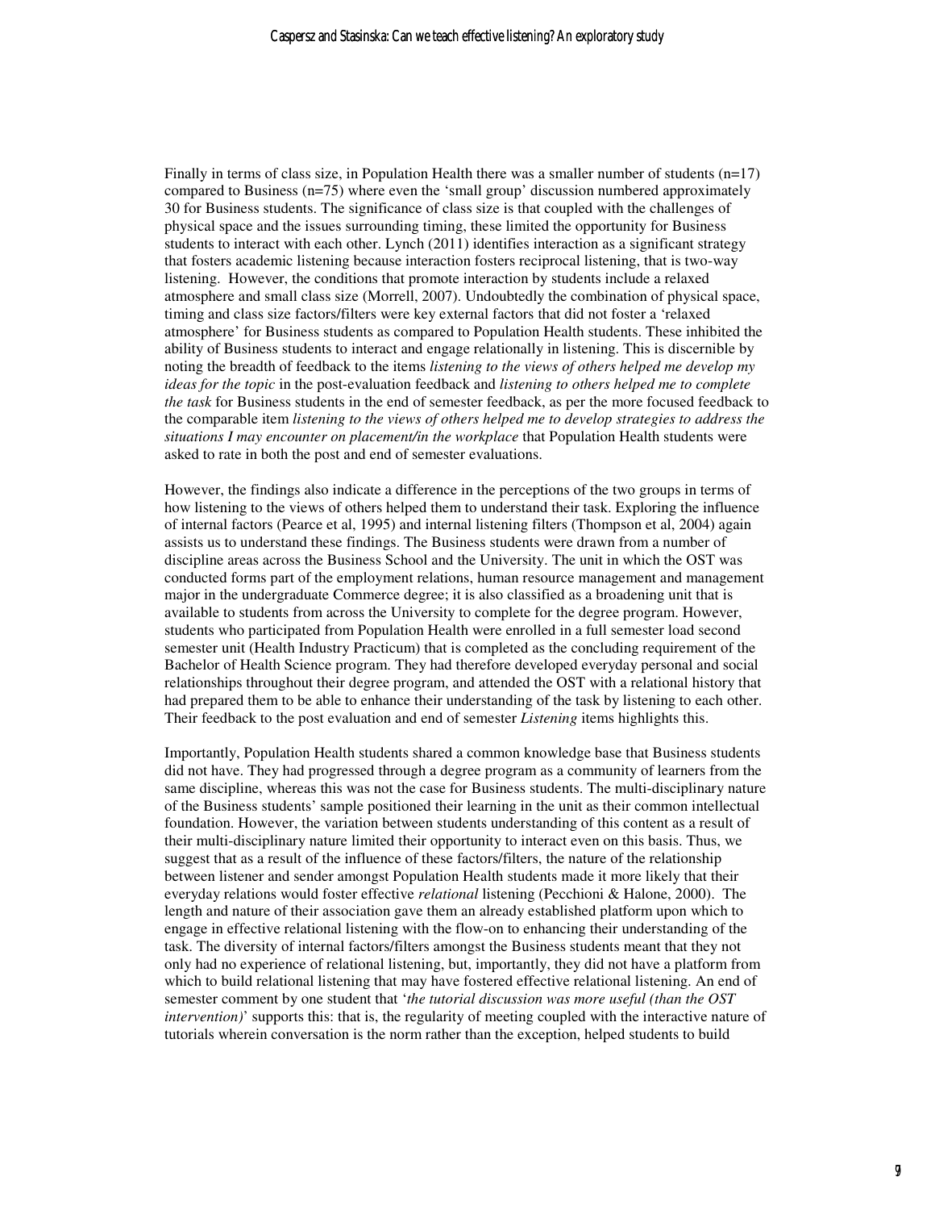Finally in terms of class size, in Population Health there was a smaller number of students (n=17) compared to Business (n=75) where even the 'small group' discussion numbered approximately 30 for Business students. The significance of class size is that coupled with the challenges of physical space and the issues surrounding timing, these limited the opportunity for Business students to interact with each other. Lynch (2011) identifies interaction as a significant strategy that fosters academic listening because interaction fosters reciprocal listening, that is two-way listening. However, the conditions that promote interaction by students include a relaxed atmosphere and small class size (Morrell, 2007). Undoubtedly the combination of physical space, timing and class size factors/filters were key external factors that did not foster a 'relaxed atmosphere' for Business students as compared to Population Health students. These inhibited the ability of Business students to interact and engage relationally in listening. This is discernible by noting the breadth of feedback to the items *listening to the views of others helped me develop my ideas for the topic* in the post-evaluation feedback and *listening to others helped me to complete the task* for Business students in the end of semester feedback, as per the more focused feedback to the comparable item *listening to the views of others helped me to develop strategies to address the situations I may encounter on placement/in the workplace* that Population Health students were asked to rate in both the post and end of semester evaluations.

However, the findings also indicate a difference in the perceptions of the two groups in terms of how listening to the views of others helped them to understand their task. Exploring the influence of internal factors (Pearce et al, 1995) and internal listening filters (Thompson et al, 2004) again assists us to understand these findings. The Business students were drawn from a number of discipline areas across the Business School and the University. The unit in which the OST was conducted forms part of the employment relations, human resource management and management major in the undergraduate Commerce degree; it is also classified as a broadening unit that is available to students from across the University to complete for the degree program. However, students who participated from Population Health were enrolled in a full semester load second semester unit (Health Industry Practicum) that is completed as the concluding requirement of the Bachelor of Health Science program. They had therefore developed everyday personal and social relationships throughout their degree program, and attended the OST with a relational history that had prepared them to be able to enhance their understanding of the task by listening to each other. Their feedback to the post evaluation and end of semester *Listening* items highlights this.

Importantly, Population Health students shared a common knowledge base that Business students did not have. They had progressed through a degree program as a community of learners from the same discipline, whereas this was not the case for Business students. The multi-disciplinary nature of the Business students' sample positioned their learning in the unit as their common intellectual foundation. However, the variation between students understanding of this content as a result of their multi-disciplinary nature limited their opportunity to interact even on this basis. Thus, we suggest that as a result of the influence of these factors/filters, the nature of the relationship between listener and sender amongst Population Health students made it more likely that their everyday relations would foster effective *relational* listening (Pecchioni & Halone, 2000). The length and nature of their association gave them an already established platform upon which to engage in effective relational listening with the flow-on to enhancing their understanding of the task. The diversity of internal factors/filters amongst the Business students meant that they not only had no experience of relational listening, but, importantly, they did not have a platform from which to build relational listening that may have fostered effective relational listening. An end of semester comment by one student that '*the tutorial discussion was more useful (than the OST intervention)*' supports this: that is, the regularity of meeting coupled with the interactive nature of tutorials wherein conversation is the norm rather than the exception, helped students to build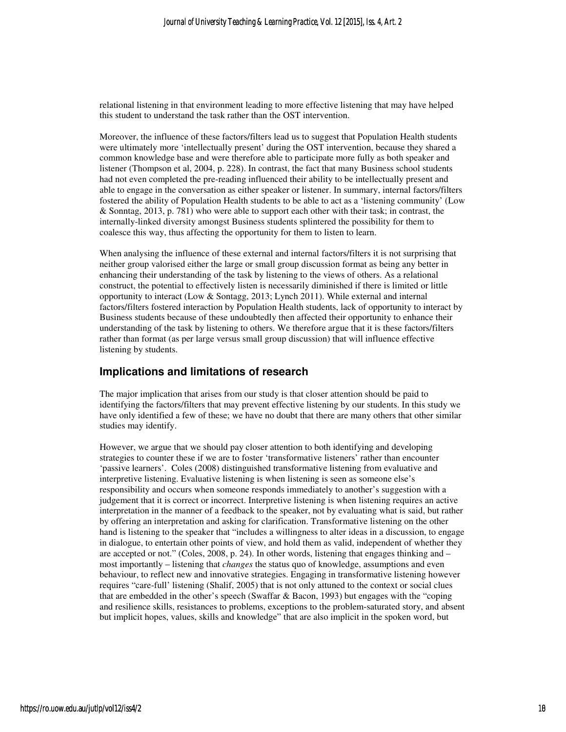relational listening in that environment leading to more effective listening that may have helped this student to understand the task rather than the OST intervention.

Moreover, the influence of these factors/filters lead us to suggest that Population Health students were ultimately more 'intellectually present' during the OST intervention, because they shared a common knowledge base and were therefore able to participate more fully as both speaker and listener (Thompson et al, 2004, p. 228). In contrast, the fact that many Business school students had not even completed the pre-reading influenced their ability to be intellectually present and able to engage in the conversation as either speaker or listener. In summary, internal factors/filters fostered the ability of Population Health students to be able to act as a 'listening community' (Low & Sonntag, 2013, p. 781) who were able to support each other with their task; in contrast, the internally-linked diversity amongst Business students splintered the possibility for them to coalesce this way, thus affecting the opportunity for them to listen to learn.

When analysing the influence of these external and internal factors/filters it is not surprising that neither group valorised either the large or small group discussion format as being any better in enhancing their understanding of the task by listening to the views of others. As a relational construct, the potential to effectively listen is necessarily diminished if there is limited or little opportunity to interact (Low & Sontagg, 2013; Lynch 2011). While external and internal factors/filters fostered interaction by Population Health students, lack of opportunity to interact by Business students because of these undoubtedly then affected their opportunity to enhance their understanding of the task by listening to others. We therefore argue that it is these factors/filters rather than format (as per large versus small group discussion) that will influence effective listening by students.

## Implications and limitations of research

The major implication that arises from our study is that closer attention should be paid to identifying the factors/filters that may prevent effective listening by our students. In this study we have only identified a few of these; we have no doubt that there are many others that other similar studies may identify.

However, we argue that we should pay closer attention to both identifying and developing strategies to counter these if we are to foster 'transformative listeners' rather than encounter 'passive learners'. Coles (2008) distinguished transformative listening from evaluative and interpretive listening. Evaluative listening is when listening is seen as someone else's responsibility and occurs when someone responds immediately to another's suggestion with a judgement that it is correct or incorrect. Interpretive listening is when listening requires an active interpretation in the manner of a feedback to the speaker, not by evaluating what is said, but rather by offering an interpretation and asking for clarification. Transformative listening on the other hand is listening to the speaker that "includes a willingness to alter ideas in a discussion, to engage in dialogue, to entertain other points of view, and hold them as valid, independent of whether they are accepted or not." (Coles, 2008, p. 24). In other words, listening that engages thinking and – most importantly – listening that *changes* the status quo of knowledge, assumptions and even behaviour, to reflect new and innovative strategies. Engaging in transformative listening however requires "care-full' listening (Shalif, 2005) that is not only attuned to the context or social clues that are embedded in the other's speech (Swaffar & Bacon, 1993) but engages with the "coping and resilience skills, resistances to problems, exceptions to the problem-saturated story, and absent but implicit hopes, values, skills and knowledge" that are also implicit in the spoken word, but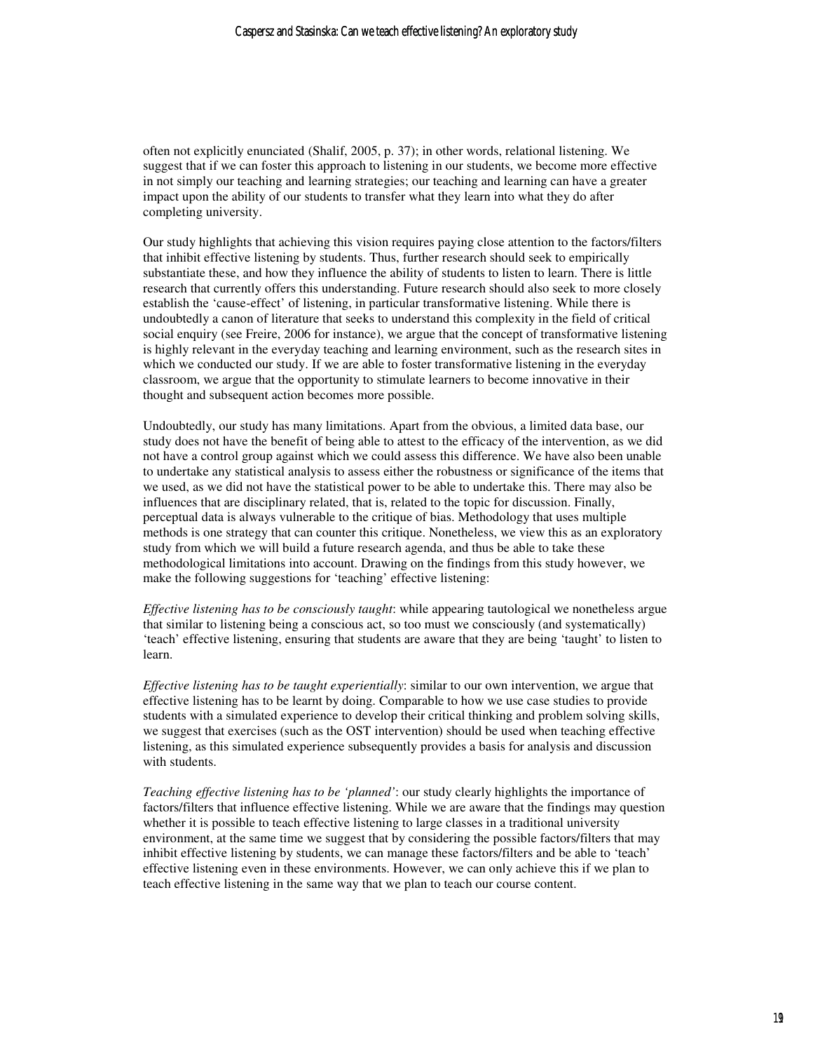often not explicitly enunciated (Shalif, 2005, p. 37); in other words, relational listening. We suggest that if we can foster this approach to listening in our students, we become more effective in not simply our teaching and learning strategies; our teaching and learning can have a greater impact upon the ability of our students to transfer what they learn into what they do after completing university.

Our study highlights that achieving this vision requires paying close attention to the factors/filters that inhibit effective listening by students. Thus, further research should seek to empirically substantiate these, and how they influence the ability of students to listen to learn. There is little research that currently offers this understanding. Future research should also seek to more closely establish the 'cause-effect' of listening, in particular transformative listening. While there is undoubtedly a canon of literature that seeks to understand this complexity in the field of critical social enquiry (see Freire, 2006 for instance), we argue that the concept of transformative listening is highly relevant in the everyday teaching and learning environment, such as the research sites in which we conducted our study. If we are able to foster transformative listening in the everyday classroom, we argue that the opportunity to stimulate learners to become innovative in their thought and subsequent action becomes more possible.

Undoubtedly, our study has many limitations. Apart from the obvious, a limited data base, our study does not have the benefit of being able to attest to the efficacy of the intervention, as we did not have a control group against which we could assess this difference. We have also been unable to undertake any statistical analysis to assess either the robustness or significance of the items that we used, as we did not have the statistical power to be able to undertake this. There may also be influences that are disciplinary related, that is, related to the topic for discussion. Finally, perceptual data is always vulnerable to the critique of bias. Methodology that uses multiple methods is one strategy that can counter this critique. Nonetheless, we view this as an exploratory study from which we will build a future research agenda, and thus be able to take these methodological limitations into account. Drawing on the findings from this study however, we make the following suggestions for 'teaching' effective listening:

*Effective listening has to be consciously taught*: while appearing tautological we nonetheless argue that similar to listening being a conscious act, so too must we consciously (and systematically) 'teach' effective listening, ensuring that students are aware that they are being 'taught' to listen to learn.

*Effective listening has to be taught experientially*: similar to our own intervention, we argue that effective listening has to be learnt by doing. Comparable to how we use case studies to provide students with a simulated experience to develop their critical thinking and problem solving skills, we suggest that exercises (such as the OST intervention) should be used when teaching effective listening, as this simulated experience subsequently provides a basis for analysis and discussion with students.

*Teaching effective listening has to be 'planned'*: our study clearly highlights the importance of factors/filters that influence effective listening. While we are aware that the findings may question whether it is possible to teach effective listening to large classes in a traditional university environment, at the same time we suggest that by considering the possible factors/filters that may inhibit effective listening by students, we can manage these factors/filters and be able to 'teach' effective listening even in these environments. However, we can only achieve this if we plan to teach effective listening in the same way that we plan to teach our course content.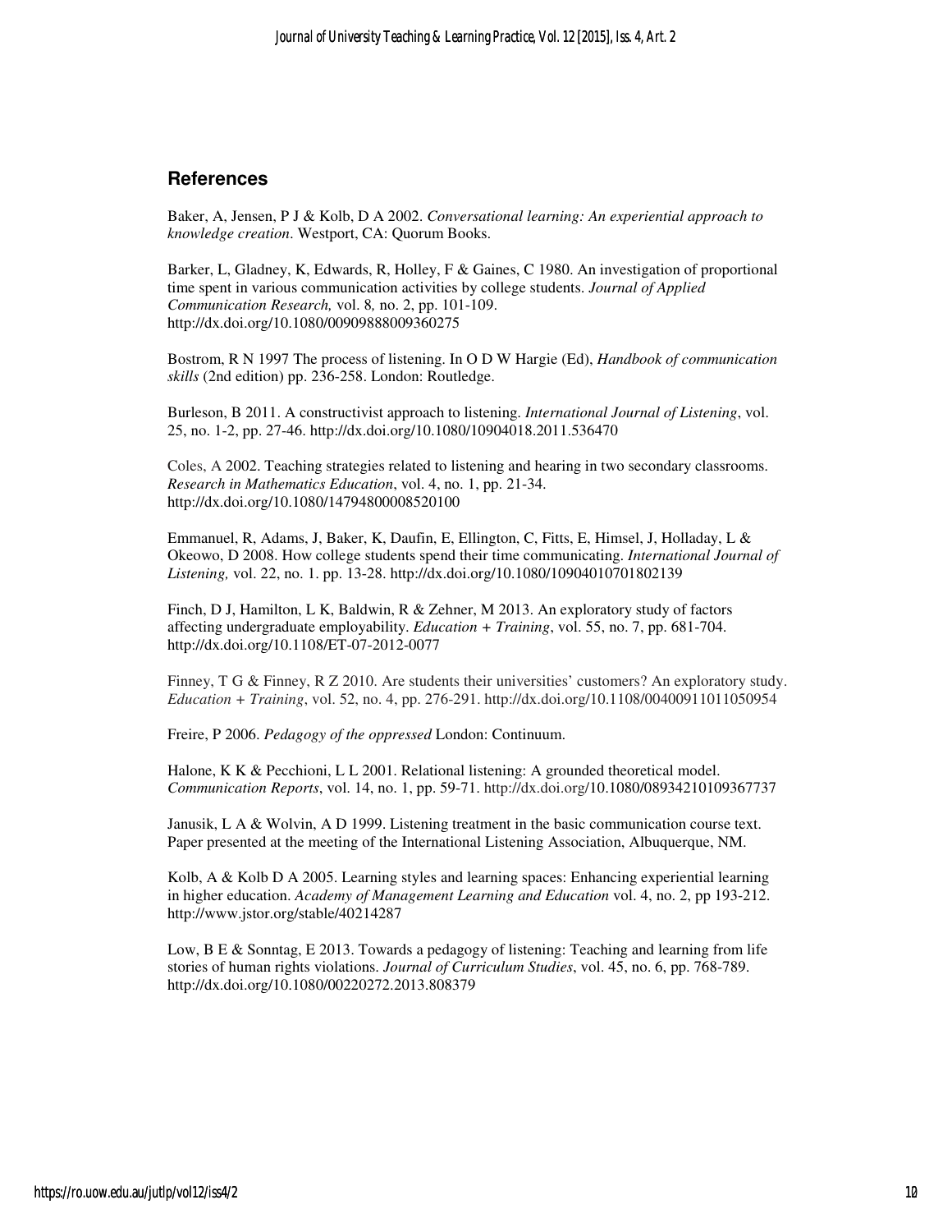## References

Baker, A, Jensen, P J & Kolb, D A 2002. *Conversational learning: An experiential approach to knowledge creation*. Westport, CA: Quorum Books.

Barker, L, Gladney, K, Edwards, R, Holley, F & Gaines, C 1980. An investigation of proportional time spent in various communication activities by college students. *Journal of Applied Communication Research,* vol. 8*,* no. 2, pp. 101-109. http://dx.doi.org/10.1080/00909888009360275

Bostrom, R N 1997 The process of listening. In O D W Hargie (Ed), *Handbook of communication skills* (2nd edition) pp. 236-258. London: Routledge.

Burleson, B 2011. A constructivist approach to listening. *International Journal of Listening*, vol. 25, no. 1-2, pp. 27-46. http://dx.doi.org/10.1080/10904018.2011.536470

Coles, A 2002. Teaching strategies related to listening and hearing in two secondary classrooms. *Research in Mathematics Education*, vol. 4, no. 1, pp. 21-34. http://dx.doi.org/10.1080/14794800008520100

Emmanuel, R, Adams, J, Baker, K, Daufin, E, Ellington, C, Fitts, E, Himsel, J, Holladay, L & Okeowo, D 2008. How college students spend their time communicating. *International Journal of Listening,* vol. 22, no. 1. pp. 13-28. http://dx.doi.org/10.1080/10904010701802139

Finch, D J, Hamilton, L K, Baldwin, R & Zehner, M 2013. An exploratory study of factors affecting undergraduate employability. *Education + Training*, vol. 55, no. 7, pp. 681-704. http://dx.doi.org/10.1108/ET-07-2012-0077

Finney, T G & Finney, R Z 2010. Are students their universities' customers? An exploratory study. *Education + Training*, vol. 52, no. 4, pp. 276-291. http://dx.doi.org/10.1108/00400911011050954

Freire, P 2006. *Pedagogy of the oppressed* London: Continuum.

Halone, K K & Pecchioni, L L 2001. Relational listening: A grounded theoretical model. *Communication Reports*, vol. 14, no. 1, pp. 59-71. http://dx.doi.org/10.1080/08934210109367737

Janusik, L A & Wolvin, A D 1999. Listening treatment in the basic communication course text. Paper presented at the meeting of the International Listening Association, Albuquerque, NM.

Kolb, A & Kolb D A 2005. Learning styles and learning spaces: Enhancing experiential learning in higher education. *Academy of Management Learning and Education* vol. 4, no. 2, pp 193-212. http://www.jstor.org/stable/40214287

Low, B E & Sonntag, E 2013. Towards a pedagogy of listening: Teaching and learning from life stories of human rights violations. *Journal of Curriculum Studies*, vol. 45, no. 6, pp. 768-789. http://dx.doi.org/10.1080/00220272.2013.808379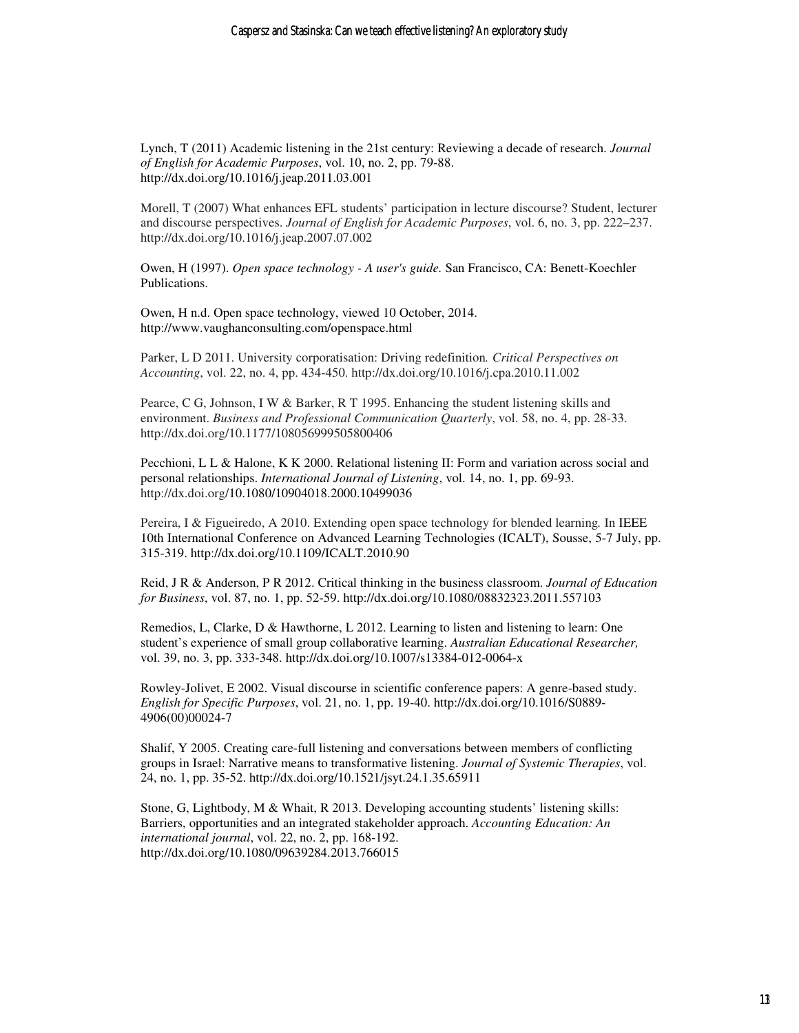Lynch, T (2011) Academic listening in the 21st century: Reviewing a decade of research. *Journal of English for Academic Purposes*, vol. 10, no. 2, pp. 79-88. http://dx.doi.org/10.1016/j.jeap.2011.03.001

Morell, T (2007) What enhances EFL students' participation in lecture discourse? Student, lecturer and discourse perspectives. *Journal of English for Academic Purposes*, vol. 6, no. 3, pp. 222–237. http://dx.doi.org/10.1016/j.jeap.2007.07.002

Owen, H (1997). *Open space technology - A user's guide.* San Francisco, CA: Benett-Koechler Publications.

Owen, H n.d. Open space technology, viewed 10 October, 2014. http://www.vaughanconsulting.com/openspace.html

Parker, L D 2011. University corporatisation: Driving redefinition*. Critical Perspectives on Accounting*, vol. 22, no. 4, pp. 434-450. http://dx.doi.org/10.1016/j.cpa.2010.11.002

Pearce, C G, Johnson, I W & Barker, R T 1995. Enhancing the student listening skills and environment. *Business and Professional Communication Quarterly*, vol. 58, no. 4, pp. 28-33. http://dx.doi.org/10.1177/108056999505800406

Pecchioni, L L & Halone, K K 2000. Relational listening II: Form and variation across social and personal relationships. *International Journal of Listening*, vol. 14, no. 1, pp. 69-93. http://dx.doi.org/10.1080/10904018.2000.10499036

Pereira, I & Figueiredo, A 2010. Extending open space technology for blended learning*.* In IEEE 10th International Conference on Advanced Learning Technologies (ICALT), Sousse, 5-7 July, pp. 315-319. http://dx.doi.org/10.1109/ICALT.2010.90

Reid, J R & Anderson, P R 2012. Critical thinking in the business classroom*. Journal of Education for Business*, vol. 87, no. 1, pp. 52-59. http://dx.doi.org/10.1080/08832323.2011.557103

Remedios, L, Clarke, D & Hawthorne, L 2012. Learning to listen and listening to learn: One student's experience of small group collaborative learning. *Australian Educational Researcher,* vol. 39, no. 3, pp. 333-348. http://dx.doi.org/10.1007/s13384-012-0064-x

Rowley-Jolivet, E 2002. Visual discourse in scientific conference papers: A genre-based study. *English for Specific Purposes*, vol. 21, no. 1, pp. 19-40. http://dx.doi.org/10.1016/S0889-4906(00)00024-7

Shalif, Y 2005. Creating care-full listening and conversations between members of conflicting groups in Israel: Narrative means to transformative listening. *Journal of Systemic Therapies*, vol. 24, no. 1, pp. 35-52. http://dx.doi.org/10.1521/jsyt.24.1.35.65911

Stone, G, Lightbody, M & Whait, R 2013. Developing accounting students' listening skills: Barriers, opportunities and an integrated stakeholder approach. *Accounting Education: An international journal*, vol. 22, no. 2, pp. 168-192. http://dx.doi.org/10.1080/09639284.2013.766015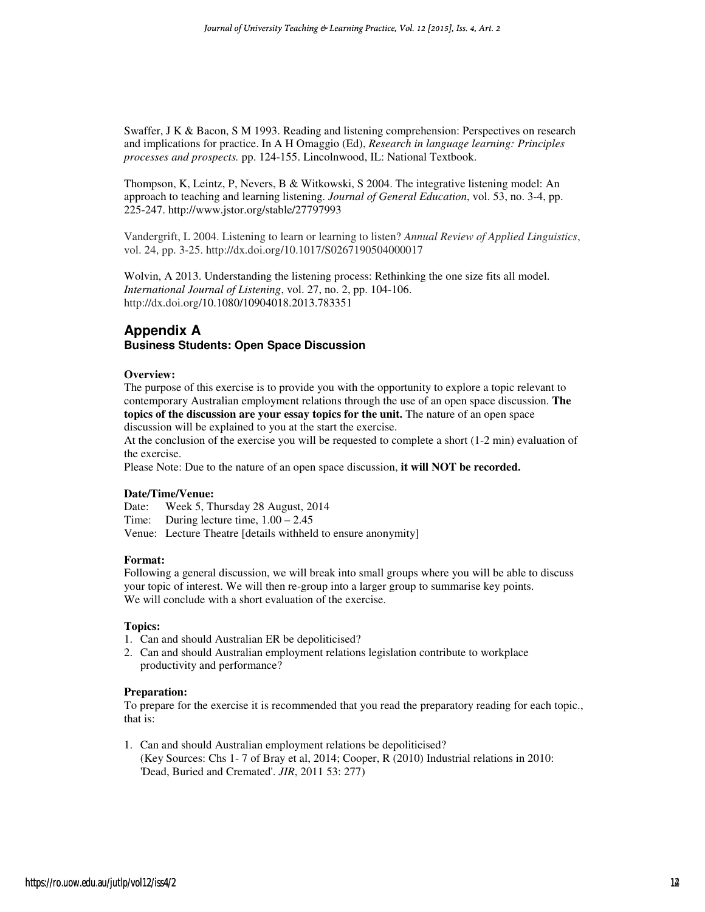Swaffer, J K & Bacon, S M 1993. Reading and listening comprehension: Perspectives on research and implications for practice. In A H Omaggio (Ed), *Research in language learning: Principles processes and prospects.* pp. 124-155. Lincolnwood, IL: National Textbook.

Thompson, K, Leintz, P, Nevers, B & Witkowski, S 2004. The integrative listening model: An approach to teaching and learning listening. *Journal of General Education*, vol. 53, no. 3-4, pp. 225-247. http://www.jstor.org/stable/27797993

Vandergrift, L 2004. Listening to learn or learning to listen? *Annual Review of Applied Linguistics*, vol. 24, pp. 3-25. http://dx.doi.org/10.1017/S0267190504000017

Wolvin, A 2013. Understanding the listening process: Rethinking the one size fits all model. *International Journal of Listening*, vol. 27, no. 2, pp. 104-106. http://dx.doi.org/10.1080/10904018.2013.783351

## Appendix A

### Business Students: Open Space Discussion

**Overview:**

The purpose of this exercise is to provide you with the opportunity to explore a topic relevant to contemporary Australian employment relations through the use of an open space discussion. **The topics of the discussion are your essay topics for the unit.** The nature of an open space discussion will be explained to you at the start the exercise.

At the conclusion of the exercise you will be requested to complete a short (1-2 min) evaluation of the exercise.

Please Note: Due to the nature of an open space discussion, **it will NOT be recorded.**

**Date/Time/Venue:**

Date: Week 5, Thursday 28 August, 2014

Time: During lecture time, 1.00 – 2.45

Venue: Lecture Theatre [details withheld to ensure anonymity]

**Format:**

Following a general discussion, we will break into small groups where you will be able to discuss your topic of interest. We will then re-group into a larger group to summarise key points.

We will conclude with a short evaluation of the exercise.

**Topics:**

1. Can and should Australian ER be depoliticised?
2. Can and should Australian employment relations legislation contribute to workplace productivity and performance?

**Preparation:**

To prepare for the exercise it is recommended that you read the preparatory reading for each topic., that is:

1. Can and should Australian employment relations be depoliticised?
   (Key Sources: Chs 1- 7 of Bray et al, 2014; Cooper, R (2010) Industrial relations in 2010: 'Dead, Buried and Cremated'. *JIR*, 2011 53: 277)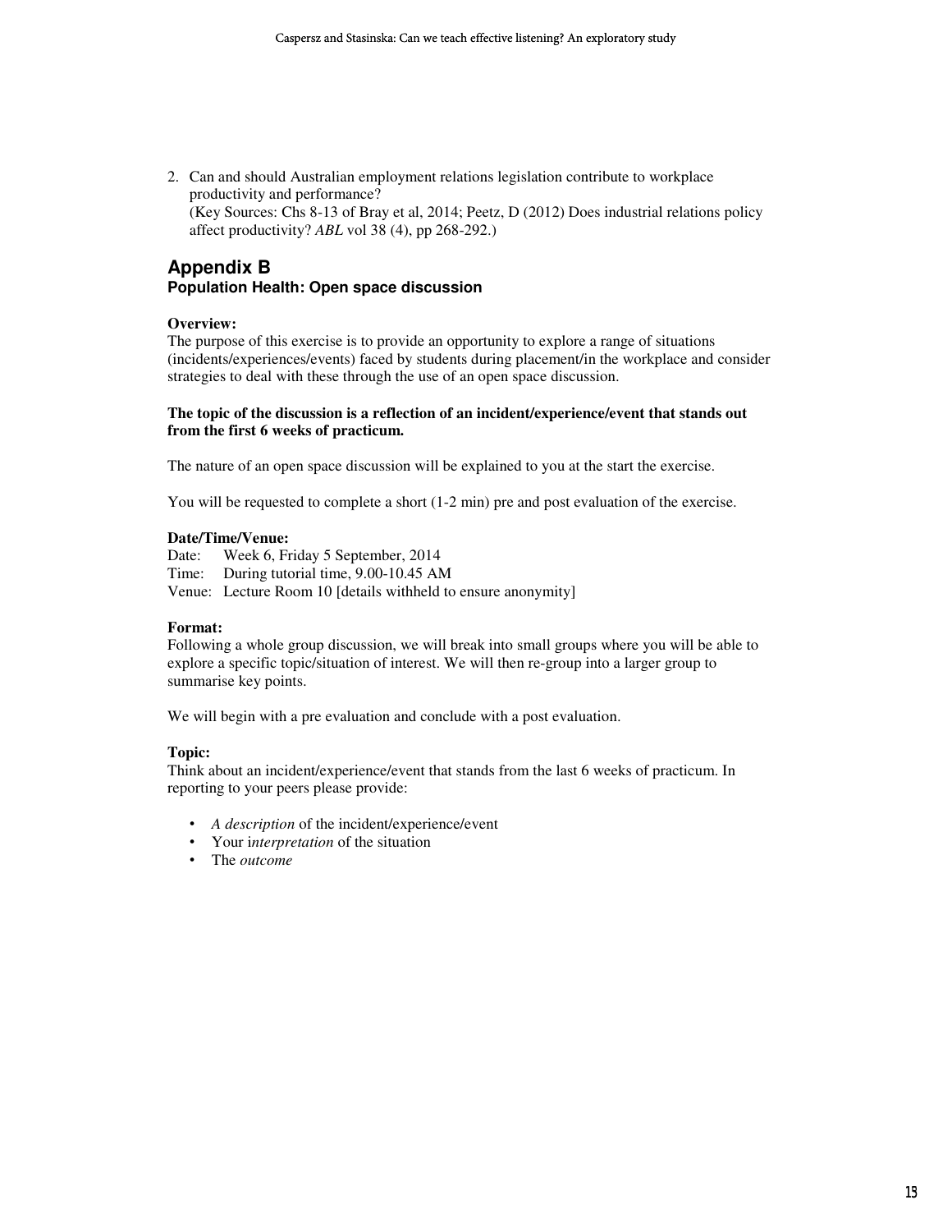2. Can and should Australian employment relations legislation contribute to workplace productivity and performance?
   (Key Sources: Chs 8-13 of Bray et al, 2014; Peetz, D (2012) Does industrial relations policy affect productivity? *ABL* vol 38 (4), pp 268-292.)

## Appendix B

### Population Health: Open space discussion

**Overview:**
The purpose of this exercise is to provide an opportunity to explore a range of situations (incidents/experiences/events) faced by students during placement/in the workplace and consider strategies to deal with these through the use of an open space discussion.

**The topic of the discussion is a reflection of an incident/experience/event that stands out from the first 6 weeks of practicum.**

The nature of an open space discussion will be explained to you at the start the exercise.

You will be requested to complete a short (1-2 min) pre and post evaluation of the exercise.

**Date/Time/Venue:**
Date: Week 6, Friday 5 September, 2014
Time: During tutorial time, 9.00-10.45 AM
Venue: Lecture Room 10 [details withheld to ensure anonymity]

**Format:**
Following a whole group discussion, we will break into small groups where you will be able to explore a specific topic/situation of interest. We will then re-group into a larger group to summarise key points.

We will begin with a pre evaluation and conclude with a post evaluation.

**Topic:**
Think about an incident/experience/event that stands from the last 6 weeks of practicum. In reporting to your peers please provide:

- *A description* of the incident/experience/event
- Your i*nterpretation* of the situation
- The *outcome*